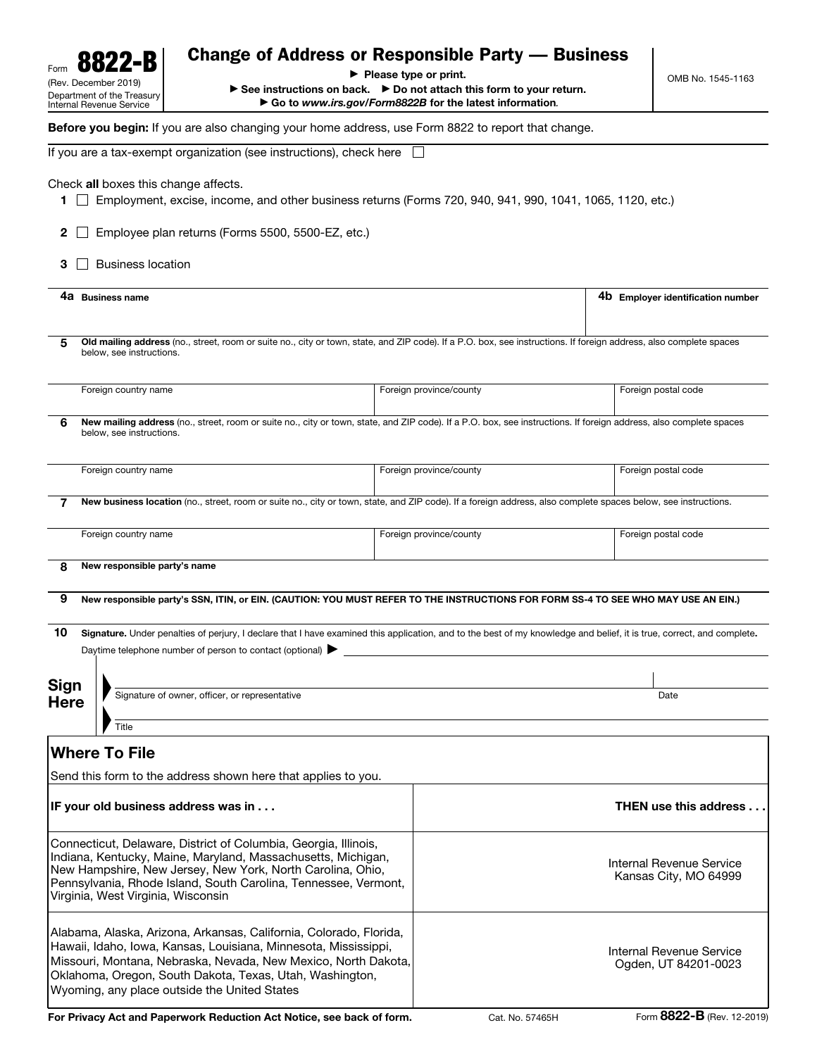Form **8822-B**
(Rev. December 2019)
Department of the Treasury
Internal Revenue Service

# Change of Address or Responsible Party — Business

► Please type or print.
► See instructions on back. ► Do not attach this form to your return.
► Go to *www.irs.gov/Form8822B* for the latest information.

OMB No. 1545-1163

**Before you begin:** If you are also changing your home address, use Form 8822 to report that change.

If you are a tax-exempt organization (see instructions), check here ☐

Check **all** boxes this change affects.

**1** ☐ Employment, excise, income, and other business returns (Forms 720, 940, 941, 990, 1041, 1065, 1120, etc.)

**2** ☐ Employee plan returns (Forms 5500, 5500-EZ, etc.)

**3** ☐ Business location

**4a** Business name

**4b** Employer identification number

**5** **Old mailing address** (no., street, room or suite no., city or town, state, and ZIP code). If a P.O. box, see instructions. If foreign address, also complete spaces below, see instructions.

| Foreign country name | Foreign province/county | Foreign postal code |
|---|---|---|
| | | |

**6** **New mailing address** (no., street, room or suite no., city or town, state, and ZIP code). If a P.O. box, see instructions. If foreign address, also complete spaces below, see instructions.

| Foreign country name | Foreign province/county | Foreign postal code |
|---|---|---|
| | | |

**7** **New business location** (no., street, room or suite no., city or town, state, and ZIP code). If a foreign address, also complete spaces below, see instructions.

| Foreign country name | Foreign province/county | Foreign postal code |
|---|---|---|
| | | |

**8** **New responsible party's name**

**9** **New responsible party's SSN, ITIN, or EIN. (CAUTION: YOU MUST REFER TO THE INSTRUCTIONS FOR FORM SS-4 TO SEE WHO MAY USE AN EIN.)**

**10** **Signature.** Under penalties of perjury, I declare that I have examined this application, and to the best of my knowledge and belief, it is true, correct, and complete.

Daytime telephone number of person to contact (optional) ►

**Sign Here**

Signature of owner, officer, or representative — Date

Title

## Where To File

Send this form to the address shown here that applies to you.

| IF your old business address was in . . . | THEN use this address . . . |
|---|---|
| Connecticut, Delaware, District of Columbia, Georgia, Illinois, Indiana, Kentucky, Maine, Maryland, Massachusetts, Michigan, New Hampshire, New Jersey, New York, North Carolina, Ohio, Pennsylvania, Rhode Island, South Carolina, Tennessee, Vermont, Virginia, West Virginia, Wisconsin | Internal Revenue Service Kansas City, MO 64999 |
| Alabama, Alaska, Arizona, Arkansas, California, Colorado, Florida, Hawaii, Idaho, Iowa, Kansas, Louisiana, Minnesota, Mississippi, Missouri, Montana, Nebraska, Nevada, New Mexico, North Dakota, Oklahoma, Oregon, South Dakota, Texas, Utah, Washington, Wyoming, any place outside the United States | Internal Revenue Service Ogden, UT 84201-0023 |

**For Privacy Act and Paperwork Reduction Act Notice, see back of form.** Cat. No. 57465H Form **8822-B** (Rev. 12-2019)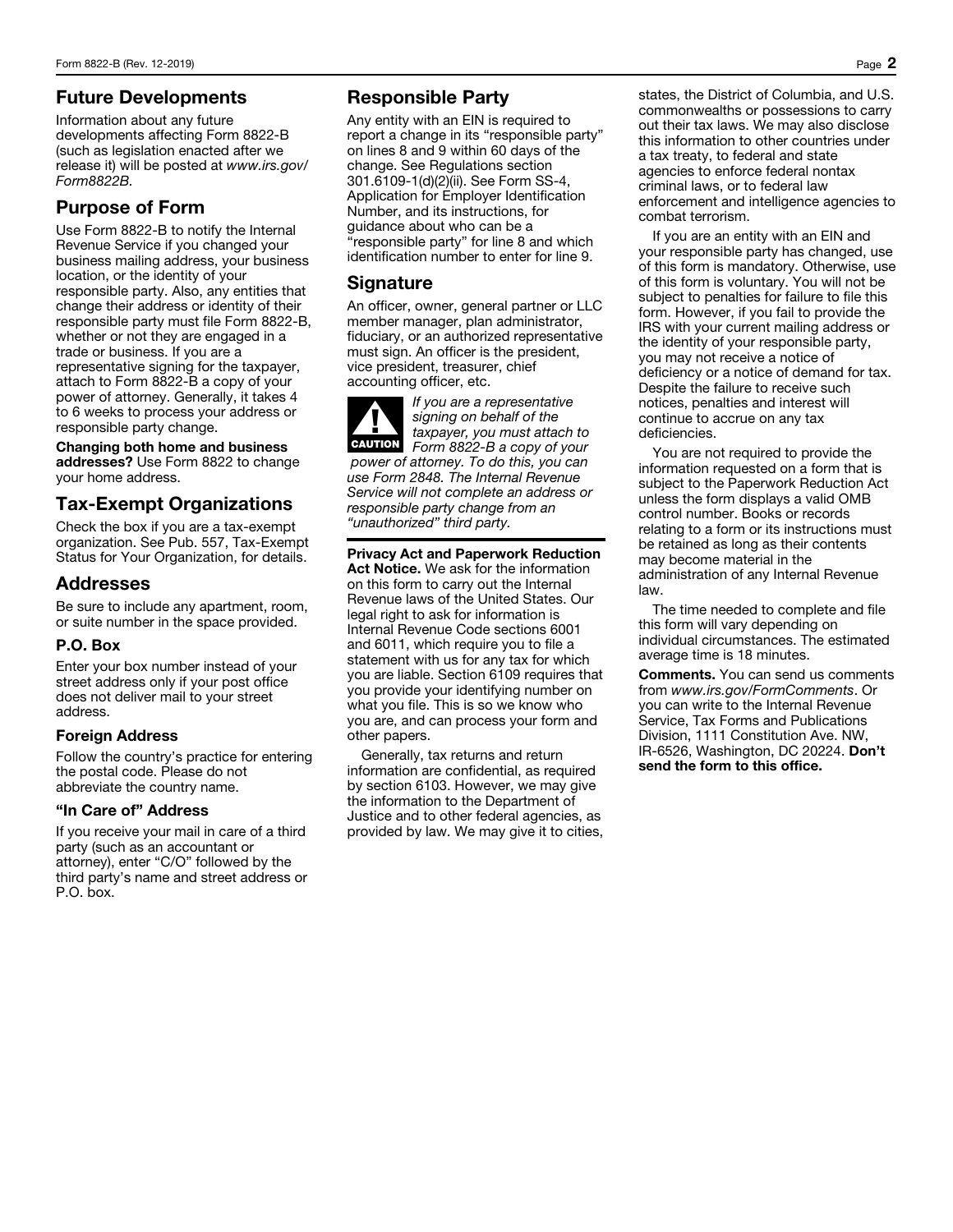## Future Developments

Information about any future developments affecting Form 8822-B (such as legislation enacted after we release it) will be posted at *www.irs.gov/Form8822B*.

## Purpose of Form

Use Form 8822-B to notify the Internal Revenue Service if you changed your business mailing address, your business location, or the identity of your responsible party. Also, any entities that change their address or identity of their responsible party must file Form 8822-B, whether or not they are engaged in a trade or business. If you are a representative signing for the taxpayer, attach to Form 8822-B a copy of your power of attorney. Generally, it takes 4 to 6 weeks to process your address or responsible party change.

**Changing both home and business addresses?** Use Form 8822 to change your home address.

## Tax-Exempt Organizations

Check the box if you are a tax-exempt organization. See Pub. 557, Tax-Exempt Status for Your Organization, for details.

## Addresses

Be sure to include any apartment, room, or suite number in the space provided.

### P.O. Box

Enter your box number instead of your street address only if your post office does not deliver mail to your street address.

### Foreign Address

Follow the country's practice for entering the postal code. Please do not abbreviate the country name.

### "In Care of" Address

If you receive your mail in care of a third party (such as an accountant or attorney), enter "C/O" followed by the third party's name and street address or P.O. box.

## Responsible Party

Any entity with an EIN is required to report a change in its "responsible party" on lines 8 and 9 within 60 days of the change. See Regulations section 301.6109-1(d)(2)(ii). See Form SS-4, Application for Employer Identification Number, and its instructions, for guidance about who can be a "responsible party" for line 8 and which identification number to enter for line 9.

## Signature

An officer, owner, general partner or LLC member manager, plan administrator, fiduciary, or an authorized representative must sign. An officer is the president, vice president, treasurer, chief accounting officer, etc.

**CAUTION** *If you are a representative signing on behalf of the taxpayer, you must attach to Form 8822-B a copy of your power of attorney. To do this, you can use Form 2848. The Internal Revenue Service will not complete an address or responsible party change from an "unauthorized" third party.*

**Privacy Act and Paperwork Reduction Act Notice.** We ask for the information on this form to carry out the Internal Revenue laws of the United States. Our legal right to ask for information is Internal Revenue Code sections 6001 and 6011, which require you to file a statement with us for any tax for which you are liable. Section 6109 requires that you provide your identifying number on what you file. This is so we know who you are, and can process your form and other papers.

Generally, tax returns and return information are confidential, as required by section 6103. However, we may give the information to the Department of Justice and to other federal agencies, as provided by law. We may give it to cities, states, the District of Columbia, and U.S. commonwealths or possessions to carry out their tax laws. We may also disclose this information to other countries under a tax treaty, to federal and state agencies to enforce federal nontax criminal laws, or to federal law enforcement and intelligence agencies to combat terrorism.

If you are an entity with an EIN and your responsible party has changed, use of this form is mandatory. Otherwise, use of this form is voluntary. You will not be subject to penalties for failure to file this form. However, if you fail to provide the IRS with your current mailing address or the identity of your responsible party, you may not receive a notice of deficiency or a notice of demand for tax. Despite the failure to receive such notices, penalties and interest will continue to accrue on any tax deficiencies.

You are not required to provide the information requested on a form that is subject to the Paperwork Reduction Act unless the form displays a valid OMB control number. Books or records relating to a form or its instructions must be retained as long as their contents may become material in the administration of any Internal Revenue law.

The time needed to complete and file this form will vary depending on individual circumstances. The estimated average time is 18 minutes.

**Comments.** You can send us comments from *www.irs.gov/FormComments*. Or you can write to the Internal Revenue Service, Tax Forms and Publications Division, 1111 Constitution Ave. NW, IR-6526, Washington, DC 20224. **Don't send the form to this office.**